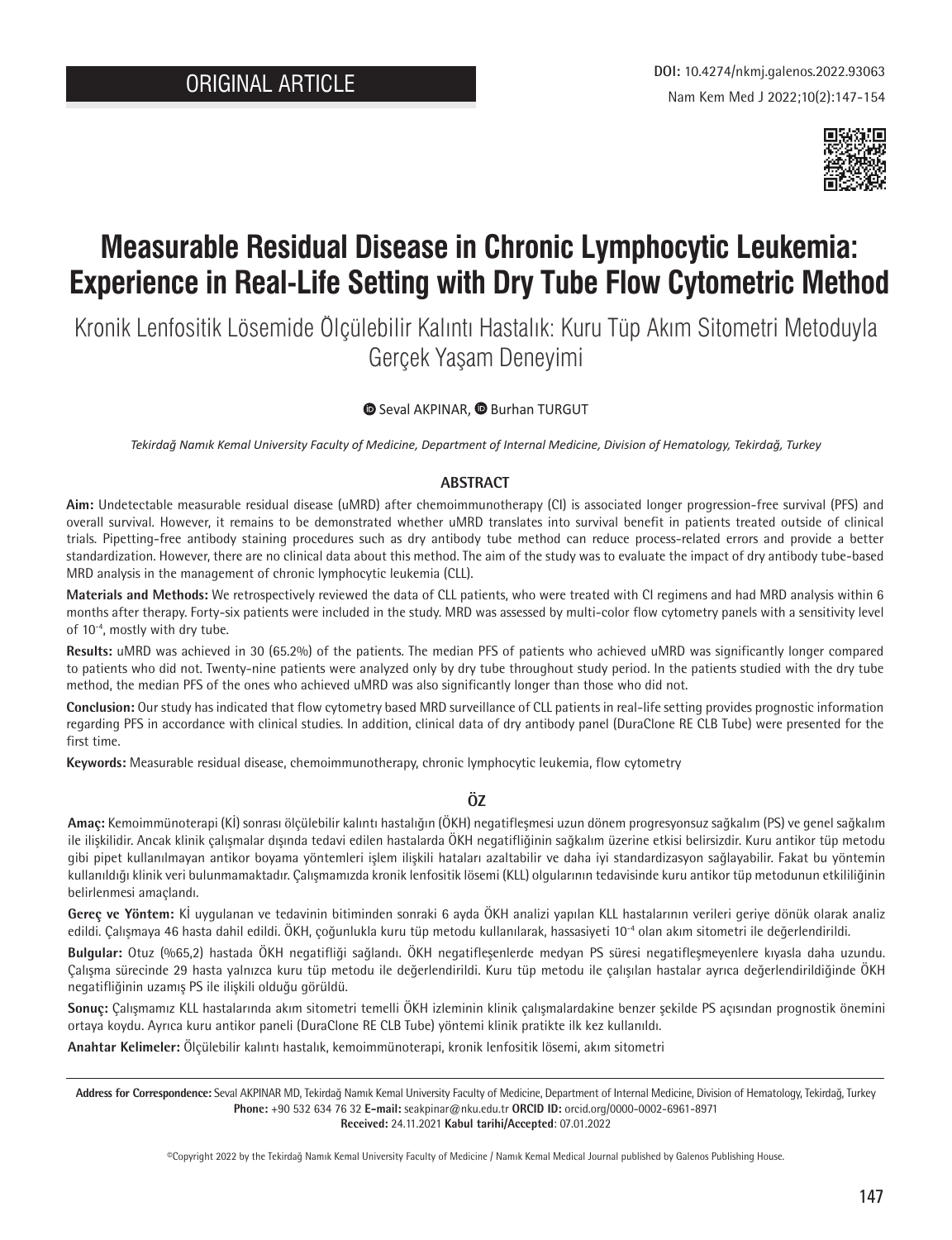ORIGINAL ARTICLE

DOI: 10.4274/nkmj.galenos.2022.93063

# Measurable Residual Disease in Chronic Lymphocytic Leukemia: Experience in Real-Life Setting with Dry Tube Flow Cytometric Method

Kronik Lenfositik Lösemide Ölçülebilir Kalıntı Hastalık: Kuru Tüp Akım Sitometri Metoduyla Gerçek Yaşam Deneyimi

Seval AKPINAR, Burhan TURGUT

*Tekirdağ Namık Kemal University Faculty of Medicine, Department of Internal Medicine, Division of Hematology, Tekirdağ, Turkey*

## ABSTRACT

**Aim:** Undetectable measurable residual disease (uMRD) after chemoimmunotherapy (CI) is associated longer progression-free survival (PFS) and overall survival. However, it remains to be demonstrated whether uMRD translates into survival benefit in patients treated outside of clinical trials. Pipetting-free antibody staining procedures such as dry antibody tube method can reduce process-related errors and provide a better standardization. However, there are no clinical data about this method. The aim of the study was to evaluate the impact of dry antibody tube-based MRD analysis in the management of chronic lymphocytic leukemia (CLL).

**Materials and Methods:** We retrospectively reviewed the data of CLL patients, who were treated with CI regimens and had MRD analysis within 6 months after therapy. Forty-six patients were included in the study. MRD was assessed by multi-color flow cytometry panels with a sensitivity level of $10^{-4}$, mostly with dry tube.

**Results:** uMRD was achieved in 30 (65.2%) of the patients. The median PFS of patients who achieved uMRD was significantly longer compared to patients who did not. Twenty-nine patients were analyzed only by dry tube throughout study period. In the patients studied with the dry tube method, the median PFS of the ones who achieved uMRD was also significantly longer than those who did not.

**Conclusion:** Our study has indicated that flow cytometry based MRD surveillance of CLL patients in real-life setting provides prognostic information regarding PFS in accordance with clinical studies. In addition, clinical data of dry antibody panel (DuraClone RE CLB Tube) were presented for the first time.

**Keywords:** Measurable residual disease, chemoimmunotherapy, chronic lymphocytic leukemia, flow cytometry

## ÖZ

**Amaç:** Kemoimmünoterapi (Kİ) sonrası ölçülebilir kalıntı hastalığın (ÖKH) negatifleşmesi uzun dönem progresyonsuz sağkalım (PS) ve genel sağkalım ile ilişkilidir. Ancak klinik çalışmalar dışında tedavi edilen hastalarda ÖKH negatifliğinin sağkalım üzerine etkisi belirsizdir. Kuru antikor tüp metodu gibi pipet kullanılmayan antikor boyama yöntemleri işlem ilişkili hataları azaltabilir ve daha iyi standardizasyon sağlayabilir. Fakat bu yöntemin kullanıldığı klinik veri bulunmamaktadır. Çalışmamızda kronik lenfositik lösemi (KLL) olgularının tedavisinde kuru antikor tüp metodunun etkililiğinin belirlenmesi amaçlandı.

**Gereç ve Yöntem:** Kİ uygulanan ve tedavinin bitiminden sonraki 6 ayda ÖKH analizi yapılan KLL hastalarının verileri geriye dönük olarak analiz edildi. Çalışmaya 46 hasta dahil edildi. ÖKH, çoğunlukla kuru tüp metodu kullanılarak, hassasiyeti $10^{-4}$ olan akım sitometri ile değerlendirildi.

**Bulgular:** Otuz (%65,2) hastada ÖKH negatifliği sağlandı. ÖKH negatifleşenlerde medyan PS süresi negatifleşmeyenlere kıyasla daha uzundu. Çalışma sürecinde 29 hasta yalnızca kuru tüp metodu ile değerlendirildi. Kuru tüp metodu ile çalışılan hastalar ayrıca değerlendirildiğinde ÖKH negatifliğinin uzamış PS ile ilişkili olduğu görüldü.

**Sonuç:** Çalışmamız KLL hastalarında akım sitometri temelli ÖKH izleminin klinik çalışmalardakine benzer şekilde PS açısından prognostik önemini ortaya koydu. Ayrıca kuru antikor paneli (DuraClone RE CLB Tube) yöntemi klinik pratikte ilk kez kullanıldı.

**Anahtar Kelimeler:** Ölçülebilir kalıntı hastalık, kemoimmünoterapi, kronik lenfositik lösemi, akım sitometri

**Address for Correspondence:** Seval AKPINAR MD, Tekirdağ Namık Kemal University Faculty of Medicine, Department of Internal Medicine, Division of Hematology, Tekirdağ, Turkey
**Phone:** +90 532 634 76 32 **E-mail:** seakpinar@nku.edu.tr **ORCID ID:** orcid.org/0000-0002-6961-8971
**Received:** 24.11.2021 **Kabul tarihi/Accepted**: 07.01.2022

©Copyright 2022 by the Tekirdağ Namık Kemal University Faculty of Medicine / Namık Kemal Medical Journal published by Galenos Publishing House.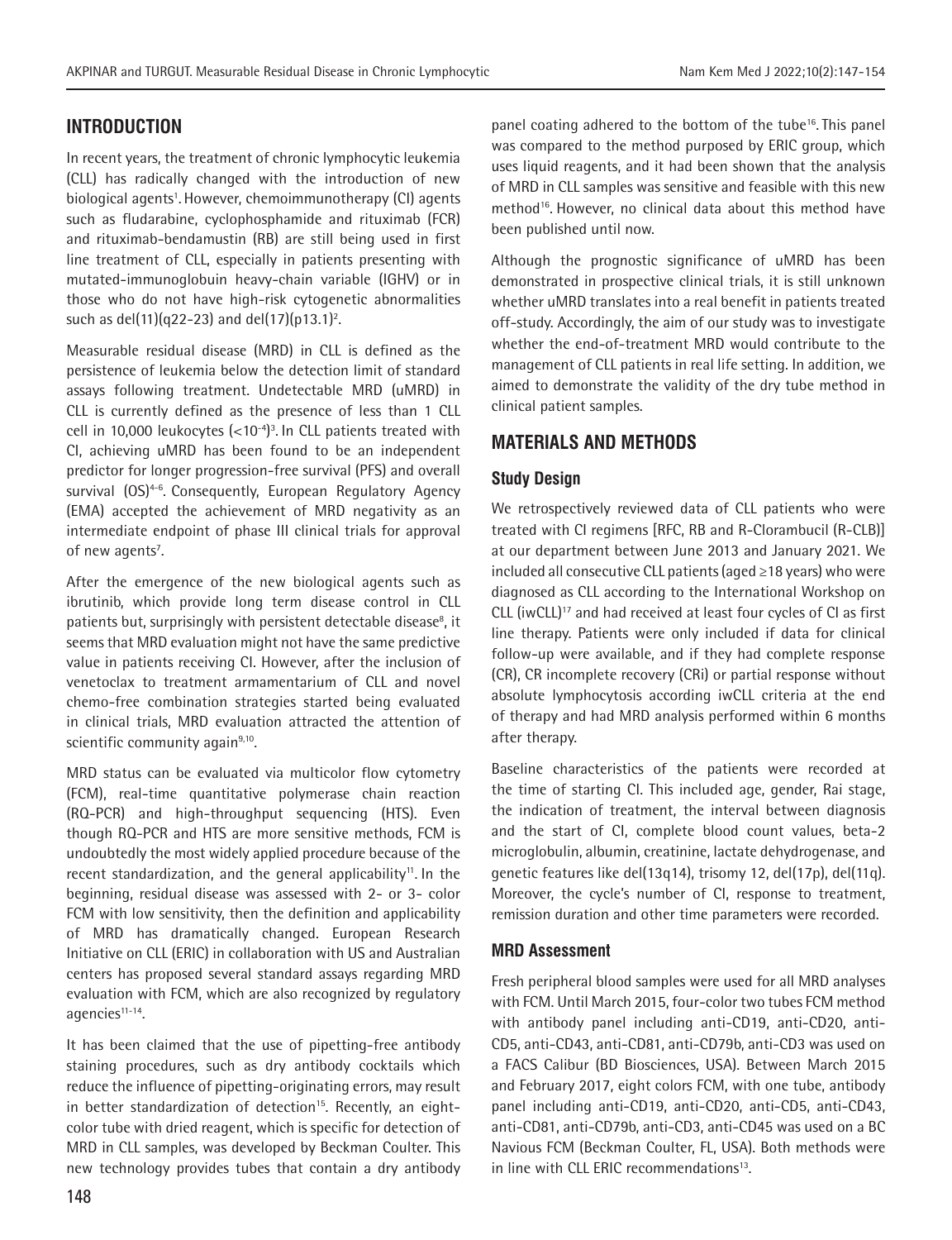## INTRODUCTION

In recent years, the treatment of chronic lymphocytic leukemia (CLL) has radically changed with the introduction of new biological agents[1]. However, chemoimmunotherapy (CI) agents such as fludarabine, cyclophosphamide and rituximab (FCR) and rituximab-bendamustin (RB) are still being used in first line treatment of CLL, especially in patients presenting with mutated-immunoglobuin heavy-chain variable (IGHV) or in those who do not have high-risk cytogenetic abnormalities such as del(11)(q22-23) and del(17)(p13.1)[2].

Measurable residual disease (MRD) in CLL is defined as the persistence of leukemia below the detection limit of standard assays following treatment. Undetectable MRD (uMRD) in CLL is currently defined as the presence of less than 1 CLL cell in 10,000 leukocytes ($<10^{-4}$)[3]. In CLL patients treated with CI, achieving uMRD has been found to be an independent predictor for longer progression-free survival (PFS) and overall survival (OS)[4-6]. Consequently, European Regulatory Agency (EMA) accepted the achievement of MRD negativity as an intermediate endpoint of phase III clinical trials for approval of new agents[7].

After the emergence of the new biological agents such as ibrutinib, which provide long term disease control in CLL patients but, surprisingly with persistent detectable disease[8], it seems that MRD evaluation might not have the same predictive value in patients receiving CI. However, after the inclusion of venetoclax to treatment armamentarium of CLL and novel chemo-free combination strategies started being evaluated in clinical trials, MRD evaluation attracted the attention of scientific community again[9,10].

MRD status can be evaluated via multicolor flow cytometry (FCM), real-time quantitative polymerase chain reaction (RQ-PCR) and high-throughput sequencing (HTS). Even though RQ-PCR and HTS are more sensitive methods, FCM is undoubtedly the most widely applied procedure because of the recent standardization, and the general applicability[11]. In the beginning, residual disease was assessed with 2- or 3- color FCM with low sensitivity, then the definition and applicability of MRD has dramatically changed. European Research Initiative on CLL (ERIC) in collaboration with US and Australian centers has proposed several standard assays regarding MRD evaluation with FCM, which are also recognized by regulatory agencies[11-14].

It has been claimed that the use of pipetting-free antibody staining procedures, such as dry antibody cocktails which reduce the influence of pipetting-originating errors, may result in better standardization of detection[15]. Recently, an eight-color tube with dried reagent, which is specific for detection of MRD in CLL samples, was developed by Beckman Coulter. This new technology provides tubes that contain a dry antibody panel coating adhered to the bottom of the tube[16]. This panel was compared to the method purposed by ERIC group, which uses liquid reagents, and it had been shown that the analysis of MRD in CLL samples was sensitive and feasible with this new method[16]. However, no clinical data about this method have been published until now.

Although the prognostic significance of uMRD has been demonstrated in prospective clinical trials, it is still unknown whether uMRD translates into a real benefit in patients treated off-study. Accordingly, the aim of our study was to investigate whether the end-of-treatment MRD would contribute to the management of CLL patients in real life setting. In addition, we aimed to demonstrate the validity of the dry tube method in clinical patient samples.

## MATERIALS AND METHODS

### Study Design

We retrospectively reviewed data of CLL patients who were treated with CI regimens [RFC, RB and R-Clorambucil (R-CLB)] at our department between June 2013 and January 2021. We included all consecutive CLL patients (aged ≥18 years) who were diagnosed as CLL according to the International Workshop on CLL (iwCLL)[17] and had received at least four cycles of CI as first line therapy. Patients were only included if data for clinical follow-up were available, and if they had complete response (CR), CR incomplete recovery (CRi) or partial response without absolute lymphocytosis according iwCLL criteria at the end of therapy and had MRD analysis performed within 6 months after therapy.

Baseline characteristics of the patients were recorded at the time of starting CI. This included age, gender, Rai stage, the indication of treatment, the interval between diagnosis and the start of CI, complete blood count values, beta-2 microglobulin, albumin, creatinine, lactate dehydrogenase, and genetic features like del(13q14), trisomy 12, del(17p), del(11q). Moreover, the cycle's number of CI, response to treatment, remission duration and other time parameters were recorded.

### MRD Assessment

Fresh peripheral blood samples were used for all MRD analyses with FCM. Until March 2015, four-color two tubes FCM method with antibody panel including anti-CD19, anti-CD20, anti-CD5, anti-CD43, anti-CD81, anti-CD79b, anti-CD3 was used on a FACS Calibur (BD Biosciences, USA). Between March 2015 and February 2017, eight colors FCM, with one tube, antibody panel including anti-CD19, anti-CD20, anti-CD5, anti-CD43, anti-CD81, anti-CD79b, anti-CD3, anti-CD45 was used on a BC Navious FCM (Beckman Coulter, FL, USA). Both methods were in line with CLL ERIC recommendations[13].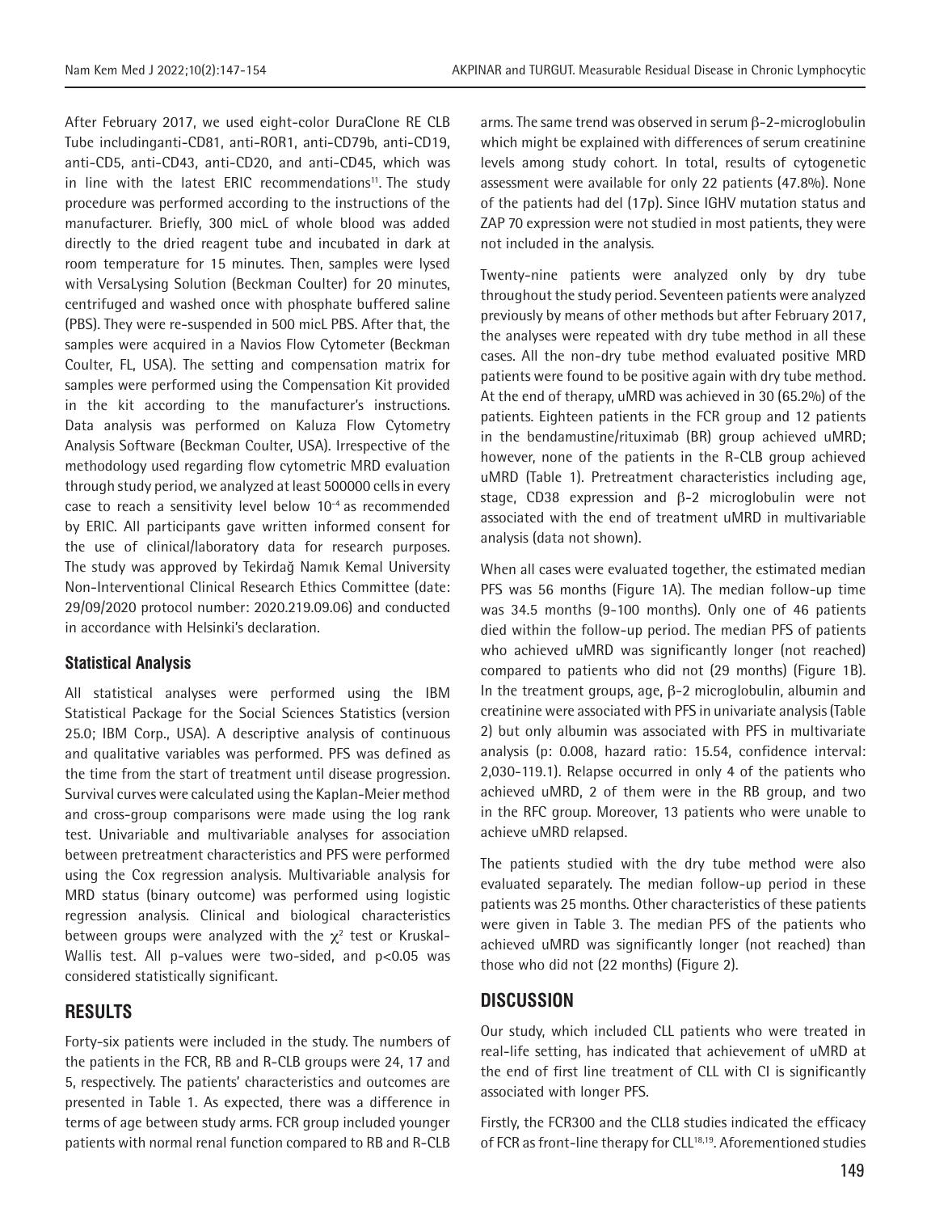After February 2017, we used eight-color DuraClone RE CLB Tube includinganti-CD81, anti-ROR1, anti-CD79b, anti-CD19, anti-CD5, anti-CD43, anti-CD20, and anti-CD45, which was in line with the latest ERIC recommendations[11]. The study procedure was performed according to the instructions of the manufacturer. Briefly, 300 micL of whole blood was added directly to the dried reagent tube and incubated in dark at room temperature for 15 minutes. Then, samples were lysed with VersaLysing Solution (Beckman Coulter) for 20 minutes, centrifuged and washed once with phosphate buffered saline (PBS). They were re-suspended in 500 micL PBS. After that, the samples were acquired in a Navios Flow Cytometer (Beckman Coulter, FL, USA). The setting and compensation matrix for samples were performed using the Compensation Kit provided in the kit according to the manufacturer's instructions. Data analysis was performed on Kaluza Flow Cytometry Analysis Software (Beckman Coulter, USA). Irrespective of the methodology used regarding flow cytometric MRD evaluation through study period, we analyzed at least 500000 cells in every case to reach a sensitivity level below $10^{-4}$ as recommended by ERIC. All participants gave written informed consent for the use of clinical/laboratory data for research purposes. The study was approved by Tekirdağ Namık Kemal University Non-Interventional Clinical Research Ethics Committee (date: 29/09/2020 protocol number: 2020.219.09.06) and conducted in accordance with Helsinki's declaration.

### Statistical Analysis

All statistical analyses were performed using the IBM Statistical Package for the Social Sciences Statistics (version 25.0; IBM Corp., USA). A descriptive analysis of continuous and qualitative variables was performed. PFS was defined as the time from the start of treatment until disease progression. Survival curves were calculated using the Kaplan-Meier method and cross-group comparisons were made using the log rank test. Univariable and multivariable analyses for association between pretreatment characteristics and PFS were performed using the Cox regression analysis. Multivariable analysis for MRD status (binary outcome) was performed using logistic regression analysis. Clinical and biological characteristics between groups were analyzed with the $\chi^2$ test or Kruskal-Wallis test. All p-values were two-sided, and $p<0.05$ was considered statistically significant.

## RESULTS

Forty-six patients were included in the study. The numbers of the patients in the FCR, RB and R-CLB groups were 24, 17 and 5, respectively. The patients' characteristics and outcomes are presented in Table 1. As expected, there was a difference in terms of age between study arms. FCR group included younger patients with normal renal function compared to RB and R-CLB arms. The same trend was observed in serum β-2-microglobulin which might be explained with differences of serum creatinine levels among study cohort. In total, results of cytogenetic assessment were available for only 22 patients (47.8%). None of the patients had del (17p). Since IGHV mutation status and ZAP 70 expression were not studied in most patients, they were not included in the analysis.

Twenty-nine patients were analyzed only by dry tube throughout the study period. Seventeen patients were analyzed previously by means of other methods but after February 2017, the analyses were repeated with dry tube method in all these cases. All the non-dry tube method evaluated positive MRD patients were found to be positive again with dry tube method. At the end of therapy, uMRD was achieved in 30 (65.2%) of the patients. Eighteen patients in the FCR group and 12 patients in the bendamustine/rituximab (BR) group achieved uMRD; however, none of the patients in the R-CLB group achieved uMRD (Table 1). Pretreatment characteristics including age, stage, CD38 expression and β-2 microglobulin were not associated with the end of treatment uMRD in multivariable analysis (data not shown).

When all cases were evaluated together, the estimated median PFS was 56 months (Figure 1A). The median follow-up time was 34.5 months (9-100 months). Only one of 46 patients died within the follow-up period. The median PFS of patients who achieved uMRD was significantly longer (not reached) compared to patients who did not (29 months) (Figure 1B). In the treatment groups, age, β-2 microglobulin, albumin and creatinine were associated with PFS in univariate analysis (Table 2) but only albumin was associated with PFS in multivariate analysis (p: 0.008, hazard ratio: 15.54, confidence interval: 2,030-119.1). Relapse occurred in only 4 of the patients who achieved uMRD, 2 of them were in the RB group, and two in the RFC group. Moreover, 13 patients who were unable to achieve uMRD relapsed.

The patients studied with the dry tube method were also evaluated separately. The median follow-up period in these patients was 25 months. Other characteristics of these patients were given in Table 3. The median PFS of the patients who achieved uMRD was significantly longer (not reached) than those who did not (22 months) (Figure 2).

## DISCUSSION

Our study, which included CLL patients who were treated in real-life setting, has indicated that achievement of uMRD at the end of first line treatment of CLL with CI is significantly associated with longer PFS.

Firstly, the FCR300 and the CLL8 studies indicated the efficacy of FCR as front-line therapy for CLL[18,19]. Aforementioned studies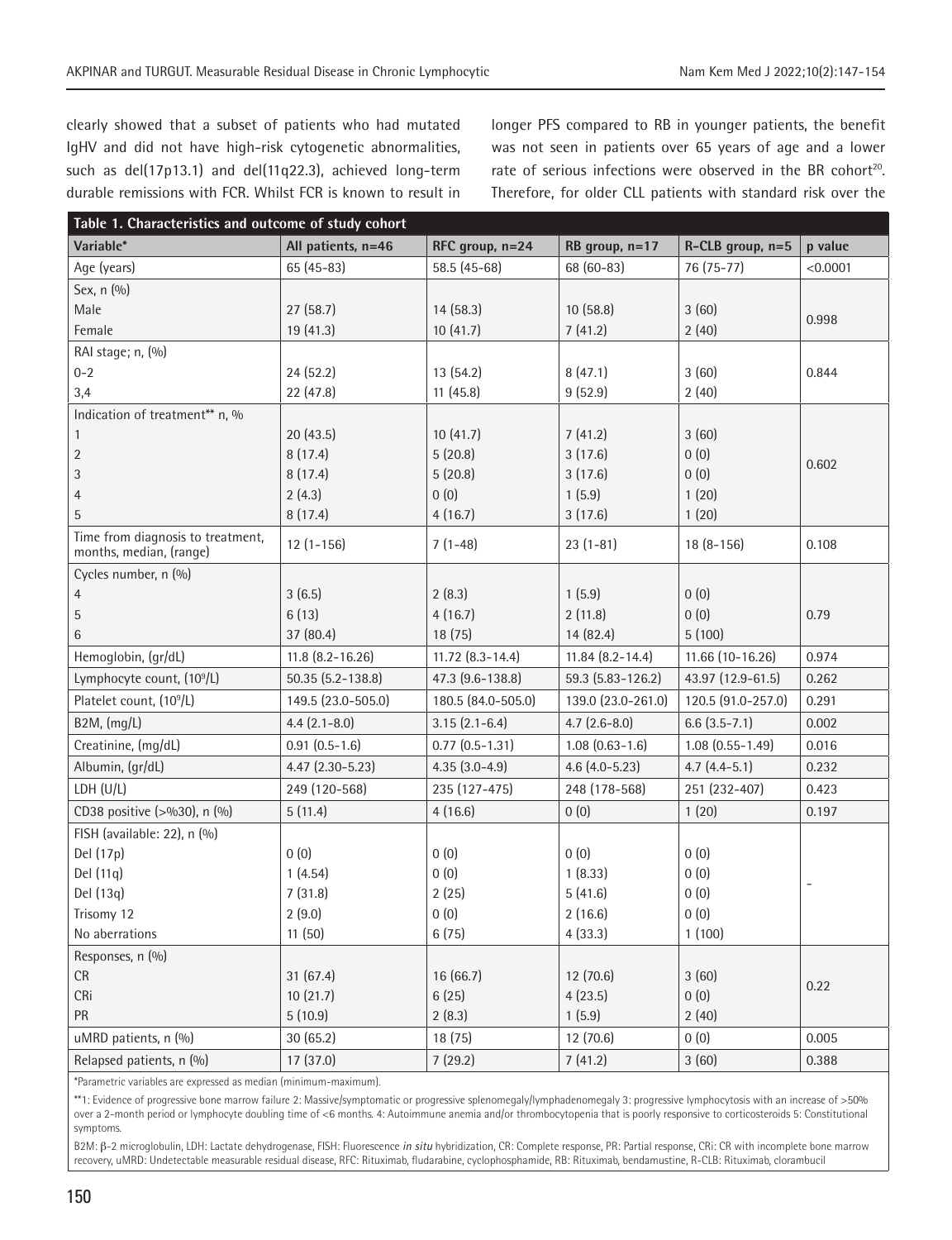clearly showed that a subset of patients who had mutated IgHV and did not have high-risk cytogenetic abnormalities, such as del(17p13.1) and del(11q22.3), achieved long-term durable remissions with FCR. Whilst FCR is known to result in longer PFS compared to RB in younger patients, the benefit was not seen in patients over 65 years of age and a lower rate of serious infections were observed in the BR cohort[20]. Therefore, for older CLL patients with standard risk over the

**Table 1. Characteristics and outcome of study cohort**

| Variable* | All patients, n=46 | RFC group, n=24 | RB group, n=17 | R-CLB group, n=5 | p value |
|---|---|---|---|---|---|
| Age (years) | 65 (45-83) | 58.5 (45-68) | 68 (60-83) | 76 (75-77) | <0.0001 |
| Sex, n (%) | | | | | |
| Male | 27 (58.7) | 14 (58.3) | 10 (58.8) | 3 (60) | 0.998 |
| Female | 19 (41.3) | 10 (41.7) | 7 (41.2) | 2 (40) | |
| RAI stage; n, (%) | | | | | |
| 0-2 | 24 (52.2) | 13 (54.2) | 8 (47.1) | 3 (60) | 0.844 |
| 3,4 | 22 (47.8) | 11 (45.8) | 9 (52.9) | 2 (40) | |
| Indication of treatment** n, % | | | | | |
| 1 | 20 (43.5) | 10 (41.7) | 7 (41.2) | 3 (60) | 0.602 |
| 2 | 8 (17.4) | 5 (20.8) | 3 (17.6) | 0 (0) | |
| 3 | 8 (17.4) | 5 (20.8) | 3 (17.6) | 0 (0) | |
| 4 | 2 (4.3) | 0 (0) | 1 (5.9) | 1 (20) | |
| 5 | 8 (17.4) | 4 (16.7) | 3 (17.6) | 1 (20) | |
| Time from diagnosis to treatment, months, median, (range) | 12 (1-156) | 7 (1-48) | 23 (1-81) | 18 (8-156) | 0.108 |
| Cycles number, n (%) | | | | | |
| 4 | 3 (6.5) | 2 (8.3) | 1 (5.9) | 0 (0) | 0.79 |
| 5 | 6 (13) | 4 (16.7) | 2 (11.8) | 0 (0) | |
| 6 | 37 (80.4) | 18 (75) | 14 (82.4) | 5 (100) | |
| Hemoglobin, (gr/dL) | 11.8 (8.2-16.26) | 11.72 (8.3-14.4) | 11.84 (8.2-14.4) | 11.66 (10-16.26) | 0.974 |
| Lymphocyte count, ($10^9$/L) | 50.35 (5.2-138.8) | 47.3 (9.6-138.8) | 59.3 (5.83-126.2) | 43.97 (12.9-61.5) | 0.262 |
| Platelet count, ($10^9$/L) | 149.5 (23.0-505.0) | 180.5 (84.0-505.0) | 139.0 (23.0-261.0) | 120.5 (91.0-257.0) | 0.291 |
| B2M, (mg/L) | 4.4 (2.1-8.0) | 3.15 (2.1-6.4) | 4.7 (2.6-8.0) | 6.6 (3.5-7.1) | 0.002 |
| Creatinine, (mg/dL) | 0.91 (0.5-1.6) | 0.77 (0.5-1.31) | 1.08 (0.63-1.6) | 1.08 (0.55-1.49) | 0.016 |
| Albumin, (gr/dL) | 4.47 (2.30-5.23) | 4.35 (3.0-4.9) | 4.6 (4.0-5.23) | 4.7 (4.4-5.1) | 0.232 |
| LDH (U/L) | 249 (120-568) | 235 (127-475) | 248 (178-568) | 251 (232-407) | 0.423 |
| CD38 positive (>%30), n (%) | 5 (11.4) | 4 (16.6) | 0 (0) | 1 (20) | 0.197 |
| FISH (available: 22), n (%) | | | | | |
| Del (17p) | 0 (0) | 0 (0) | 0 (0) | 0 (0) | - |
| Del (11q) | 1 (4.54) | 0 (0) | 1 (8.33) | 0 (0) | |
| Del (13q) | 7 (31.8) | 2 (25) | 5 (41.6) | 0 (0) | |
| Trisomy 12 | 2 (9.0) | 0 (0) | 2 (16.6) | 0 (0) | |
| No aberrations | 11 (50) | 6 (75) | 4 (33.3) | 1 (100) | |
| Responses, n (%) | | | | | |
| CR | 31 (67.4) | 16 (66.7) | 12 (70.6) | 3 (60) | 0.22 |
| CRi | 10 (21.7) | 6 (25) | 4 (23.5) | 0 (0) | |
| PR | 5 (10.9) | 2 (8.3) | 1 (5.9) | 2 (40) | |
| uMRD patients, n (%) | 30 (65.2) | 18 (75) | 12 (70.6) | 0 (0) | 0.005 |
| Relapsed patients, n (%) | 17 (37.0) | 7 (29.2) | 7 (41.2) | 3 (60) | 0.388 |

*Parametric variables are expressed as median (minimum-maximum).

**1: Evidence of progressive bone marrow failure 2: Massive/symptomatic or progressive splenomegaly/lymphadenomegaly 3: progressive lymphocytosis with an increase of >50% over a 2-month period or lymphocyte doubling time of <6 months. 4: Autoimmune anemia and/or thrombocytopenia that is poorly responsive to corticosteroids 5: Constitutional symptoms.

B2M: β-2 microglobulin, LDH: Lactate dehydrogenase, FISH: Fluorescence *in situ* hybridization, CR: Complete response, PR: Partial response, CRi: CR with incomplete bone marrow recovery, uMRD: Undetectable measurable residual disease, RFC: Rituximab, fludarabine, cyclophosphamide, RB: Rituximab, bendamustine, R-CLB: Rituximab, clorambucil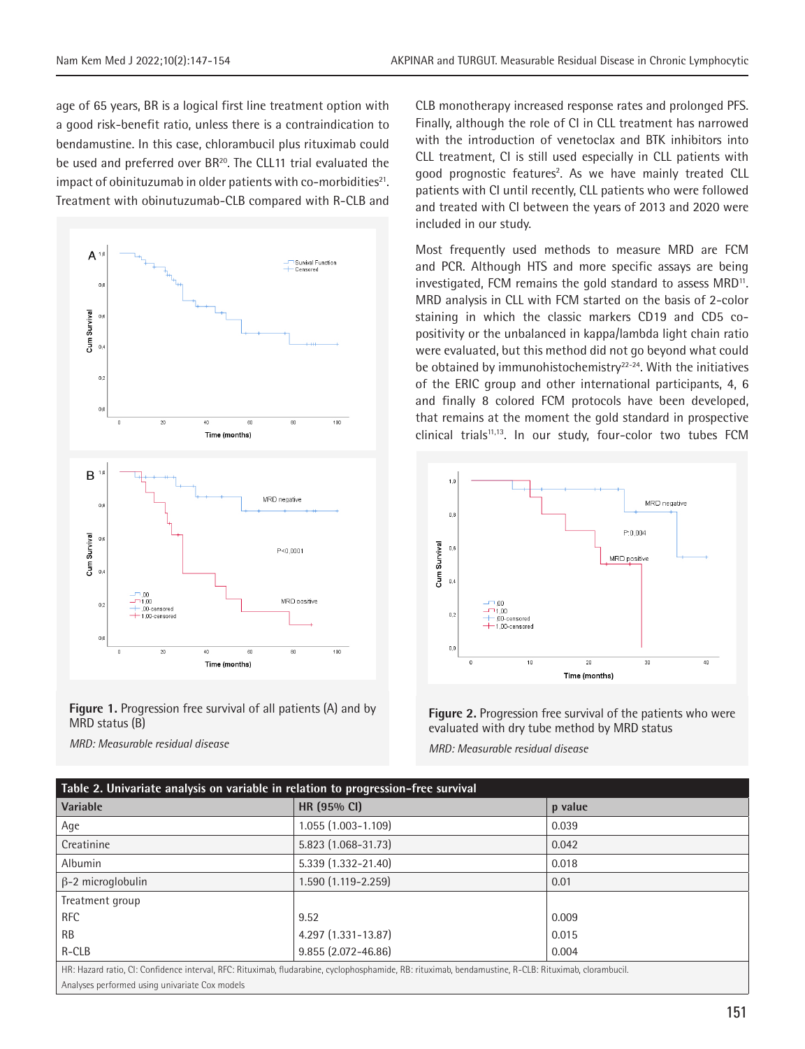age of 65 years, BR is a logical first line treatment option with a good risk-benefit ratio, unless there is a contraindication to bendamustine. In this case, chlorambucil plus rituximab could be used and preferred over BR[20]. The CLL11 trial evaluated the impact of obinituzumab in older patients with co-morbidities[21]. Treatment with obinutuzumab-CLB compared with R-CLB and CLB monotherapy increased response rates and prolonged PFS. Finally, although the role of CI in CLL treatment has narrowed with the introduction of venetoclax and BTK inhibitors into CLL treatment, CI is still used especially in CLL patients with good prognostic features[2]. As we have mainly treated CLL patients with CI until recently, CLL patients who were followed and treated with CI between the years of 2013 and 2020 were included in our study.

**Figure 1.** Progression free survival of all patients (A) and by MRD status (B)

*MRD: Measurable residual disease*

Most frequently used methods to measure MRD are FCM and PCR. Although HTS and more specific assays are being investigated, FCM remains the gold standard to assess MRD[11]. MRD analysis in CLL with FCM started on the basis of 2-color staining in which the classic markers CD19 and CD5 co-positivity or the unbalanced in kappa/lambda light chain ratio were evaluated, but this method did not go beyond what could be obtained by immunohistochemistry[22-24]. With the initiatives of the ERIC group and other international participants, 4, 6 and finally 8 colored FCM protocols have been developed, that remains at the moment the gold standard in prospective clinical trials[11,13]. In our study, four-color two tubes FCM

**Figure 2.** Progression free survival of the patients who were evaluated with dry tube method by MRD status

*MRD: Measurable residual disease*

| Table 2. Univariate analysis on variable in relation to progression-free survival | | |
|---|---|---|
| **Variable** | **HR (95% CI)** | **p value** |
| Age | 1.055 (1.003-1.109) | 0.039 |
| Creatinine | 5.823 (1.068-31.73) | 0.042 |
| Albumin | 5.339 (1.332-21.40) | 0.018 |
| β-2 microglobulin | 1.590 (1.119-2.259) | 0.01 |
| Treatment group | | |
| RFC | 9.52 | 0.009 |
| RB | 4.297 (1.331-13.87) | 0.015 |
| R-CLB | 9.855 (2.072-46.86) | 0.004 |

HR: Hazard ratio, CI: Confidence interval, RFC: Rituximab, fludarabine, cyclophosphamide, RB: rituximab, bendamustine, R-CLB: Rituximab, clorambucil.

Analyses performed using univariate Cox models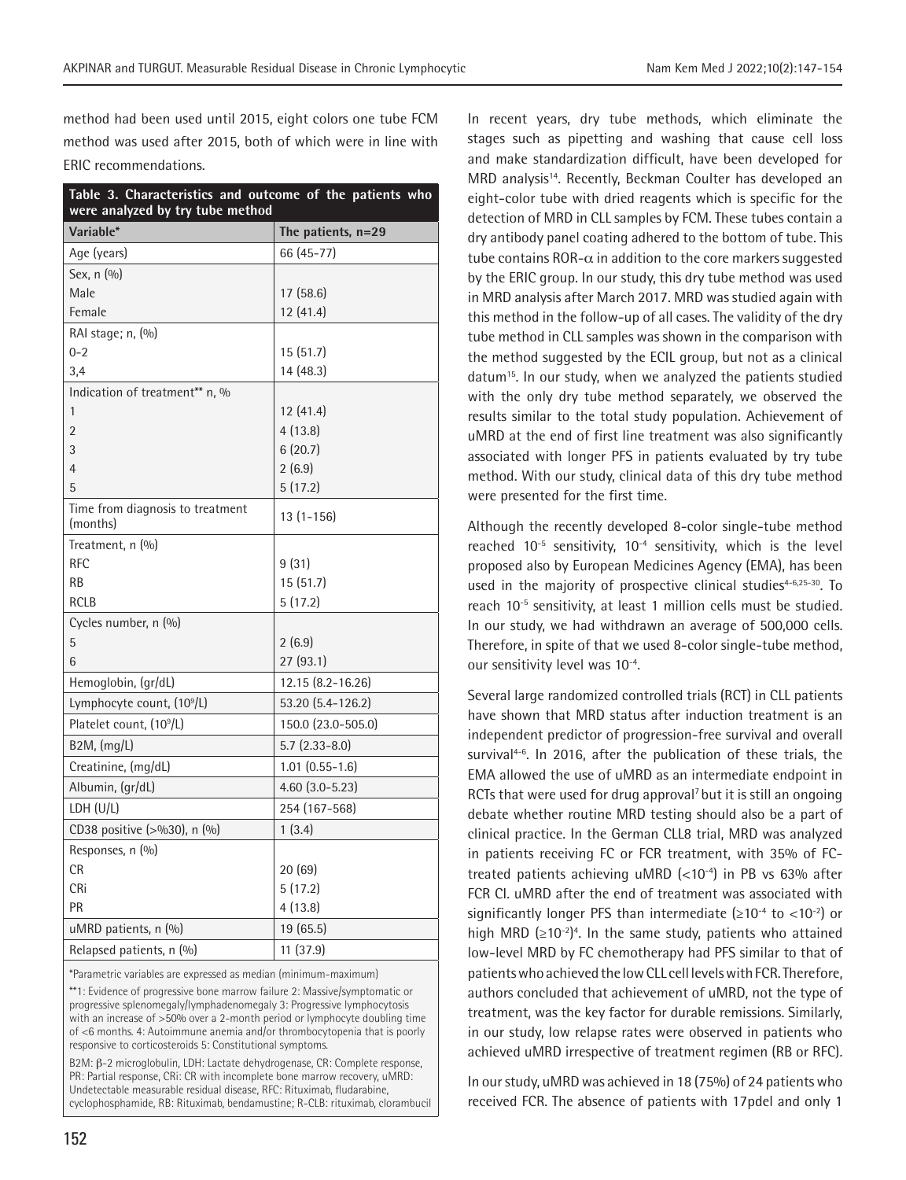method had been used until 2015, eight colors one tube FCM method was used after 2015, both of which were in line with ERIC recommendations.

**Table 3. Characteristics and outcome of the patients who were analyzed by try tube method**

| Variable* | The patients, n=29 |
|---|---|
| Age (years) | 66 (45-77) |
| Sex, n (%) | |
| Male | 17 (58.6) |
| Female | 12 (41.4) |
| RAI stage; n, (%) | |
| 0-2 | 15 (51.7) |
| 3,4 | 14 (48.3) |
| Indication of treatment** n, % | |
| 1 | 12 (41.4) |
| 2 | 4 (13.8) |
| 3 | 6 (20.7) |
| 4 | 2 (6.9) |
| 5 | 5 (17.2) |
| Time from diagnosis to treatment (months) | 13 (1-156) |
| Treatment, n (%) | |
| RFC | 9 (31) |
| RB | 15 (51.7) |
| RCLB | 5 (17.2) |
| Cycles number, n (%) | |
| 5 | 2 (6.9) |
| 6 | 27 (93.1) |
| Hemoglobin, (gr/dL) | 12.15 (8.2-16.26) |
| Lymphocyte count, ($10^9$/L) | 53.20 (5.4-126.2) |
| Platelet count, ($10^9$/L) | 150.0 (23.0-505.0) |
| B2M, (mg/L) | 5.7 (2.33-8.0) |
| Creatinine, (mg/dL) | 1.01 (0.55-1.6) |
| Albumin, (gr/dL) | 4.60 (3.0-5.23) |
| LDH (U/L) | 254 (167-568) |
| CD38 positive (>%30), n (%) | 1 (3.4) |
| Responses, n (%) | |
| CR | 20 (69) |
| CRi | 5 (17.2) |
| PR | 4 (13.8) |
| uMRD patients, n (%) | 19 (65.5) |
| Relapsed patients, n (%) | 11 (37.9) |

*Parametric variables are expressed as median (minimum-maximum)

**1: Evidence of progressive bone marrow failure 2: Massive/symptomatic or progressive splenomegaly/lymphadenomegaly 3: Progressive lymphocytosis with an increase of >50% over a 2-month period or lymphocyte doubling time of <6 months. 4: Autoimmune anemia and/or thrombocytopenia that is poorly responsive to corticosteroids 5: Constitutional symptoms.

B2M: β-2 microglobulin, LDH: Lactate dehydrogenase, CR: Complete response, PR: Partial response, CRi: CR with incomplete bone marrow recovery, uMRD: Undetectable measurable residual disease, RFC: Rituximab, fludarabine, cyclophosphamide, RB: Rituximab, bendamustine; R-CLB: rituximab, clorambucil

In recent years, dry tube methods, which eliminate the stages such as pipetting and washing that cause cell loss and make standardization difficult, have been developed for MRD analysis[14]. Recently, Beckman Coulter has developed an eight-color tube with dried reagents which is specific for the detection of MRD in CLL samples by FCM. These tubes contain a dry antibody panel coating adhered to the bottom of tube. This tube contains ROR-α in addition to the core markers suggested by the ERIC group. In our study, this dry tube method was used in MRD analysis after March 2017. MRD was studied again with this method in the follow-up of all cases. The validity of the dry tube method in CLL samples was shown in the comparison with the method suggested by the ECIL group, but not as a clinical datum[15]. In our study, when we analyzed the patients studied with the only dry tube method separately, we observed the results similar to the total study population. Achievement of uMRD at the end of first line treatment was also significantly associated with longer PFS in patients evaluated by try tube method. With our study, clinical data of this dry tube method were presented for the first time.

Although the recently developed 8-color single-tube method reached $10^{-5}$ sensitivity, $10^{-4}$ sensitivity, which is the level proposed also by European Medicines Agency (EMA), has been used in the majority of prospective clinical studies[4-6,25-30]. To reach $10^{-5}$ sensitivity, at least 1 million cells must be studied. In our study, we had withdrawn an average of 500,000 cells. Therefore, in spite of that we used 8-color single-tube method, our sensitivity level was $10^{-4}$.

Several large randomized controlled trials (RCT) in CLL patients have shown that MRD status after induction treatment is an independent predictor of progression-free survival and overall survival[4-6]. In 2016, after the publication of these trials, the EMA allowed the use of uMRD as an intermediate endpoint in RCTs that were used for drug approval[7] but it is still an ongoing debate whether routine MRD testing should also be a part of clinical practice. In the German CLL8 trial, MRD was analyzed in patients receiving FC or FCR treatment, with 35% of FC-treated patients achieving uMRD ($<10^{-4}$) in PB vs 63% after FCR CI. uMRD after the end of treatment was associated with significantly longer PFS than intermediate ($\geq10^{-4}$ to $<10^{-2}$) or high MRD ($\geq10^{-2}$)[4]. In the same study, patients who attained low-level MRD by FC chemotherapy had PFS similar to that of patients who achieved the low CLL cell levels with FCR. Therefore, authors concluded that achievement of uMRD, not the type of treatment, was the key factor for durable remissions. Similarly, in our study, low relapse rates were observed in patients who achieved uMRD irrespective of treatment regimen (RB or RFC).

In our study, uMRD was achieved in 18 (75%) of 24 patients who received FCR. The absence of patients with 17pdel and only 1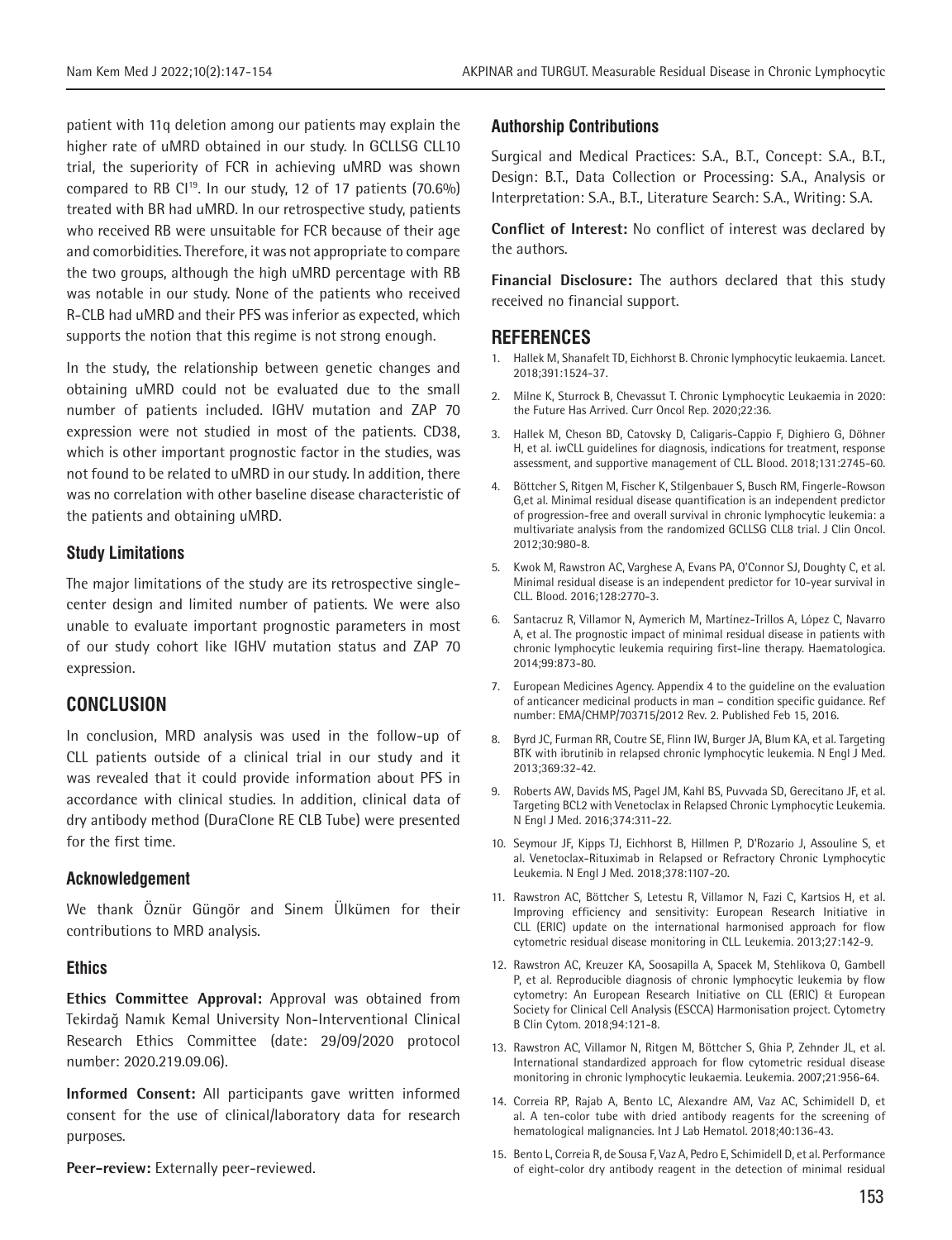patient with 11q deletion among our patients may explain the higher rate of uMRD obtained in our study. In GCLLSG CLL10 trial, the superiority of FCR in achieving uMRD was shown compared to RB CI[19]. In our study, 12 of 17 patients (70.6%) treated with BR had uMRD. In our retrospective study, patients who received RB were unsuitable for FCR because of their age and comorbidities. Therefore, it was not appropriate to compare the two groups, although the high uMRD percentage with RB was notable in our study. None of the patients who received R-CLB had uMRD and their PFS was inferior as expected, which supports the notion that this regime is not strong enough.

In the study, the relationship between genetic changes and obtaining uMRD could not be evaluated due to the small number of patients included. IGHV mutation and ZAP 70 expression were not studied in most of the patients. CD38, which is other important prognostic factor in the studies, was not found to be related to uMRD in our study. In addition, there was no correlation with other baseline disease characteristic of the patients and obtaining uMRD.

### Study Limitations

The major limitations of the study are its retrospective single-center design and limited number of patients. We were also unable to evaluate important prognostic parameters in most of our study cohort like IGHV mutation status and ZAP 70 expression.

## CONCLUSION

In conclusion, MRD analysis was used in the follow-up of CLL patients outside of a clinical trial in our study and it was revealed that it could provide information about PFS in accordance with clinical studies. In addition, clinical data of dry antibody method (DuraClone RE CLB Tube) were presented for the first time.

### Acknowledgement

We thank Öznür Güngör and Sinem Ülkümen for their contributions to MRD analysis.

### Ethics

**Ethics Committee Approval:** Approval was obtained from Tekirdağ Namık Kemal University Non-Interventional Clinical Research Ethics Committee (date: 29/09/2020 protocol number: 2020.219.09.06).

**Informed Consent:** All participants gave written informed consent for the use of clinical/laboratory data for research purposes.

**Peer-review:** Externally peer-reviewed.

### Authorship Contributions

Surgical and Medical Practices: S.A., B.T., Concept: S.A., B.T., Design: B.T., Data Collection or Processing: S.A., Analysis or Interpretation: S.A., B.T., Literature Search: S.A., Writing: S.A.

**Conflict of Interest:** No conflict of interest was declared by the authors.

**Financial Disclosure:** The authors declared that this study received no financial support.

## REFERENCES

1. Hallek M, Shanafelt TD, Eichhorst B. Chronic lymphocytic leukaemia. Lancet. 2018;391:1524-37.
2. Milne K, Sturrock B, Chevassut T. Chronic Lymphocytic Leukaemia in 2020: the Future Has Arrived. Curr Oncol Rep. 2020;22:36.
3. Hallek M, Cheson BD, Catovsky D, Caligaris-Cappio F, Dighiero G, Döhner H, et al. iwCLL guidelines for diagnosis, indications for treatment, response assessment, and supportive management of CLL. Blood. 2018;131:2745-60.
4. Böttcher S, Ritgen M, Fischer K, Stilgenbauer S, Busch RM, Fingerle-Rowson G,et al. Minimal residual disease quantification is an independent predictor of progression-free and overall survival in chronic lymphocytic leukemia: a multivariate analysis from the randomized GCLLSG CLL8 trial. J Clin Oncol. 2012;30:980-8.
5. Kwok M, Rawstron AC, Varghese A, Evans PA, O'Connor SJ, Doughty C, et al. Minimal residual disease is an independent predictor for 10-year survival in CLL. Blood. 2016;128:2770-3.
6. Santacruz R, Villamor N, Aymerich M, Martínez-Trillos A, López C, Navarro A, et al. The prognostic impact of minimal residual disease in patients with chronic lymphocytic leukemia requiring first-line therapy. Haematologica. 2014;99:873-80.
7. European Medicines Agency. Appendix 4 to the guideline on the evaluation of anticancer medicinal products in man – condition specific guidance. Ref number: EMA/CHMP/703715/2012 Rev. 2. Published Feb 15, 2016.
8. Byrd JC, Furman RR, Coutre SE, Flinn IW, Burger JA, Blum KA, et al. Targeting BTK with ibrutinib in relapsed chronic lymphocytic leukemia. N Engl J Med. 2013;369:32-42.
9. Roberts AW, Davids MS, Pagel JM, Kahl BS, Puvvada SD, Gerecitano JF, et al. Targeting BCL2 with Venetoclax in Relapsed Chronic Lymphocytic Leukemia. N Engl J Med. 2016;374:311-22.
10. Seymour JF, Kipps TJ, Eichhorst B, Hillmen P, D'Rozario J, Assouline S, et al. Venetoclax-Rituximab in Relapsed or Refractory Chronic Lymphocytic Leukemia. N Engl J Med. 2018;378:1107-20.
11. Rawstron AC, Böttcher S, Letestu R, Villamor N, Fazi C, Kartsios H, et al. Improving efficiency and sensitivity: European Research Initiative in CLL (ERIC) update on the international harmonised approach for flow cytometric residual disease monitoring in CLL. Leukemia. 2013;27:142-9.
12. Rawstron AC, Kreuzer KA, Soosapilla A, Spacek M, Stehlikova O, Gambell P, et al. Reproducible diagnosis of chronic lymphocytic leukemia by flow cytometry: An European Research Initiative on CLL (ERIC) & European Society for Clinical Cell Analysis (ESCCA) Harmonisation project. Cytometry B Clin Cytom. 2018;94:121-8.
13. Rawstron AC, Villamor N, Ritgen M, Böttcher S, Ghia P, Zehnder JL, et al. International standardized approach for flow cytometric residual disease monitoring in chronic lymphocytic leukaemia. Leukemia. 2007;21:956-64.
14. Correia RP, Rajab A, Bento LC, Alexandre AM, Vaz AC, Schimidell D, et al. A ten-color tube with dried antibody reagents for the screening of hematological malignancies. Int J Lab Hematol. 2018;40:136-43.
15. Bento L, Correia R, de Sousa F, Vaz A, Pedro E, Schimidell D, et al. Performance of eight-color dry antibody reagent in the detection of minimal residual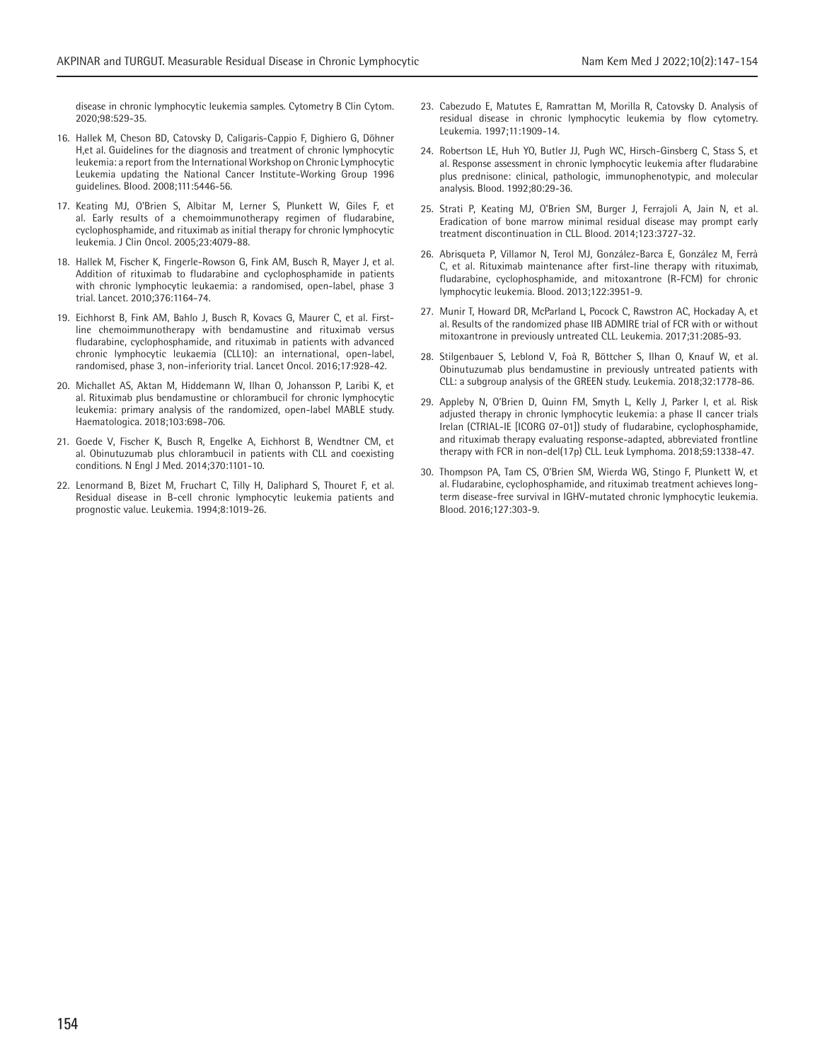disease in chronic lymphocytic leukemia samples. Cytometry B Clin Cytom. 2020;98:529-35.

16. Hallek M, Cheson BD, Catovsky D, Caligaris-Cappio F, Dighiero G, Döhner H,et al. Guidelines for the diagnosis and treatment of chronic lymphocytic leukemia: a report from the International Workshop on Chronic Lymphocytic Leukemia updating the National Cancer Institute-Working Group 1996 guidelines. Blood. 2008;111:5446-56.
17. Keating MJ, O'Brien S, Albitar M, Lerner S, Plunkett W, Giles F, et al. Early results of a chemoimmunotherapy regimen of fludarabine, cyclophosphamide, and rituximab as initial therapy for chronic lymphocytic leukemia. J Clin Oncol. 2005;23:4079-88.
18. Hallek M, Fischer K, Fingerle-Rowson G, Fink AM, Busch R, Mayer J, et al. Addition of rituximab to fludarabine and cyclophosphamide in patients with chronic lymphocytic leukaemia: a randomised, open-label, phase 3 trial. Lancet. 2010;376:1164-74.
19. Eichhorst B, Fink AM, Bahlo J, Busch R, Kovacs G, Maurer C, et al. First-line chemoimmunotherapy with bendamustine and rituximab versus fludarabine, cyclophosphamide, and rituximab in patients with advanced chronic lymphocytic leukaemia (CLL10): an international, open-label, randomised, phase 3, non-inferiority trial. Lancet Oncol. 2016;17:928-42.
20. Michallet AS, Aktan M, Hiddemann W, Ilhan O, Johansson P, Laribi K, et al. Rituximab plus bendamustine or chlorambucil for chronic lymphocytic leukemia: primary analysis of the randomized, open-label MABLE study. Haematologica. 2018;103:698-706.
21. Goede V, Fischer K, Busch R, Engelke A, Eichhorst B, Wendtner CM, et al. Obinutuzumab plus chlorambucil in patients with CLL and coexisting conditions. N Engl J Med. 2014;370:1101-10.
22. Lenormand B, Bizet M, Fruchart C, Tilly H, Daliphard S, Thouret F, et al. Residual disease in B-cell chronic lymphocytic leukemia patients and prognostic value. Leukemia. 1994;8:1019-26.
23. Cabezudo E, Matutes E, Ramrattan M, Morilla R, Catovsky D. Analysis of residual disease in chronic lymphocytic leukemia by flow cytometry. Leukemia. 1997;11:1909-14.
24. Robertson LE, Huh YO, Butler JJ, Pugh WC, Hirsch-Ginsberg C, Stass S, et al. Response assessment in chronic lymphocytic leukemia after fludarabine plus prednisone: clinical, pathologic, immunophenotypic, and molecular analysis. Blood. 1992;80:29-36.
25. Strati P, Keating MJ, O'Brien SM, Burger J, Ferrajoli A, Jain N, et al. Eradication of bone marrow minimal residual disease may prompt early treatment discontinuation in CLL. Blood. 2014;123:3727-32.
26. Abrisqueta P, Villamor N, Terol MJ, González-Barca E, González M, Ferrà C, et al. Rituximab maintenance after first-line therapy with rituximab, fludarabine, cyclophosphamide, and mitoxantrone (R-FCM) for chronic lymphocytic leukemia. Blood. 2013;122:3951-9.
27. Munir T, Howard DR, McParland L, Pocock C, Rawstron AC, Hockaday A, et al. Results of the randomized phase IIB ADMIRE trial of FCR with or without mitoxantrone in previously untreated CLL. Leukemia. 2017;31:2085-93.
28. Stilgenbauer S, Leblond V, Foà R, Böttcher S, Ilhan O, Knauf W, et al. Obinutuzumab plus bendamustine in previously untreated patients with CLL: a subgroup analysis of the GREEN study. Leukemia. 2018;32:1778-86.
29. Appleby N, O'Brien D, Quinn FM, Smyth L, Kelly J, Parker I, et al. Risk adjusted therapy in chronic lymphocytic leukemia: a phase II cancer trials Irelan (CTRIAL-IE [ICORG 07-01]) study of fludarabine, cyclophosphamide, and rituximab therapy evaluating response-adapted, abbreviated frontline therapy with FCR in non-del(17p) CLL. Leuk Lymphoma. 2018;59:1338-47.
30. Thompson PA, Tam CS, O'Brien SM, Wierda WG, Stingo F, Plunkett W, et al. Fludarabine, cyclophosphamide, and rituximab treatment achieves long-term disease-free survival in IGHV-mutated chronic lymphocytic leukemia. Blood. 2016;127:303-9.